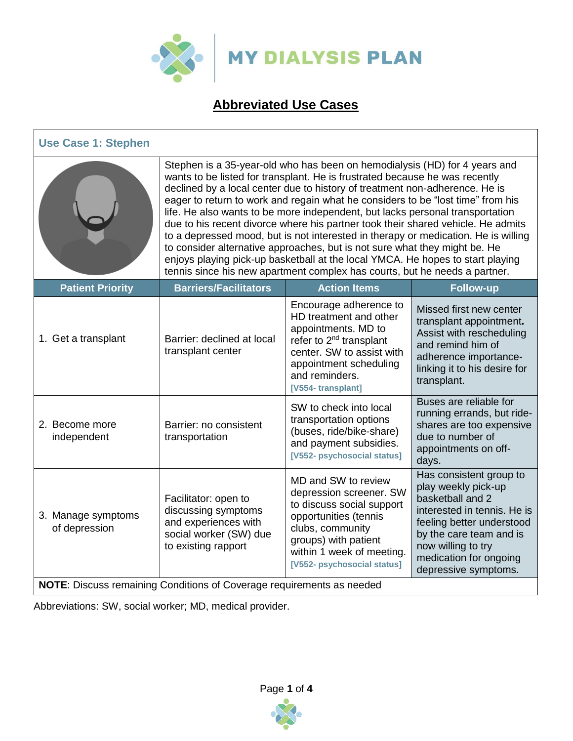# MY DIALYSIS PLAN

## Abbreviated Use Cases

### Use Case 1: Stephen

Stephen is a 35-year-old who has been on hemodialysis (HD) for 4 years and wants to be listed for transplant. He is frustrated because he was recently declined by a local center due to history of treatment non-adherence. He is eager to return to work and regain what he considers to be "lost time" from his life. He also wants to be more independent, but lacks personal transportation due to his recent divorce where his partner took their shared vehicle. He admits to a depressed mood, but is not interested in therapy or medication. He is willing to consider alternative approaches, but is not sure what they might be. He enjoys playing pick-up basketball at the local YMCA. He hopes to start playing tennis since his new apartment complex has courts, but he needs a partner.

| Patient Priority | Barriers/Facilitators | Action Items | Follow-up |
|---|---|---|---|
| 1. Get a transplant | Barrier: declined at local transplant center | Encourage adherence to HD treatment and other appointments. MD to refer to 2nd transplant center. SW to assist with appointment scheduling and reminders. [V554- transplant] | Missed first new center transplant appointment. Assist with rescheduling and remind him of adherence importance-linking it to his desire for transplant. |
| 2. Become more independent | Barrier: no consistent transportation | SW to check into local transportation options (buses, ride/bike-share) and payment subsidies. [V552- psychosocial status] | Buses are reliable for running errands, but ride-shares are too expensive due to number of appointments on off-days. |
| 3. Manage symptoms of depression | Facilitator: open to discussing symptoms and experiences with social worker (SW) due to existing rapport | MD and SW to review depression screener. SW to discuss social support opportunities (tennis clubs, community groups) with patient within 1 week of meeting. [V552- psychosocial status] | Has consistent group to play weekly pick-up basketball and 2 interested in tennis. He is feeling better understood by the care team and is now willing to try medication for ongoing depressive symptoms. |

**NOTE**: Discuss remaining Conditions of Coverage requirements as needed

Abbreviations: SW, social worker; MD, medical provider.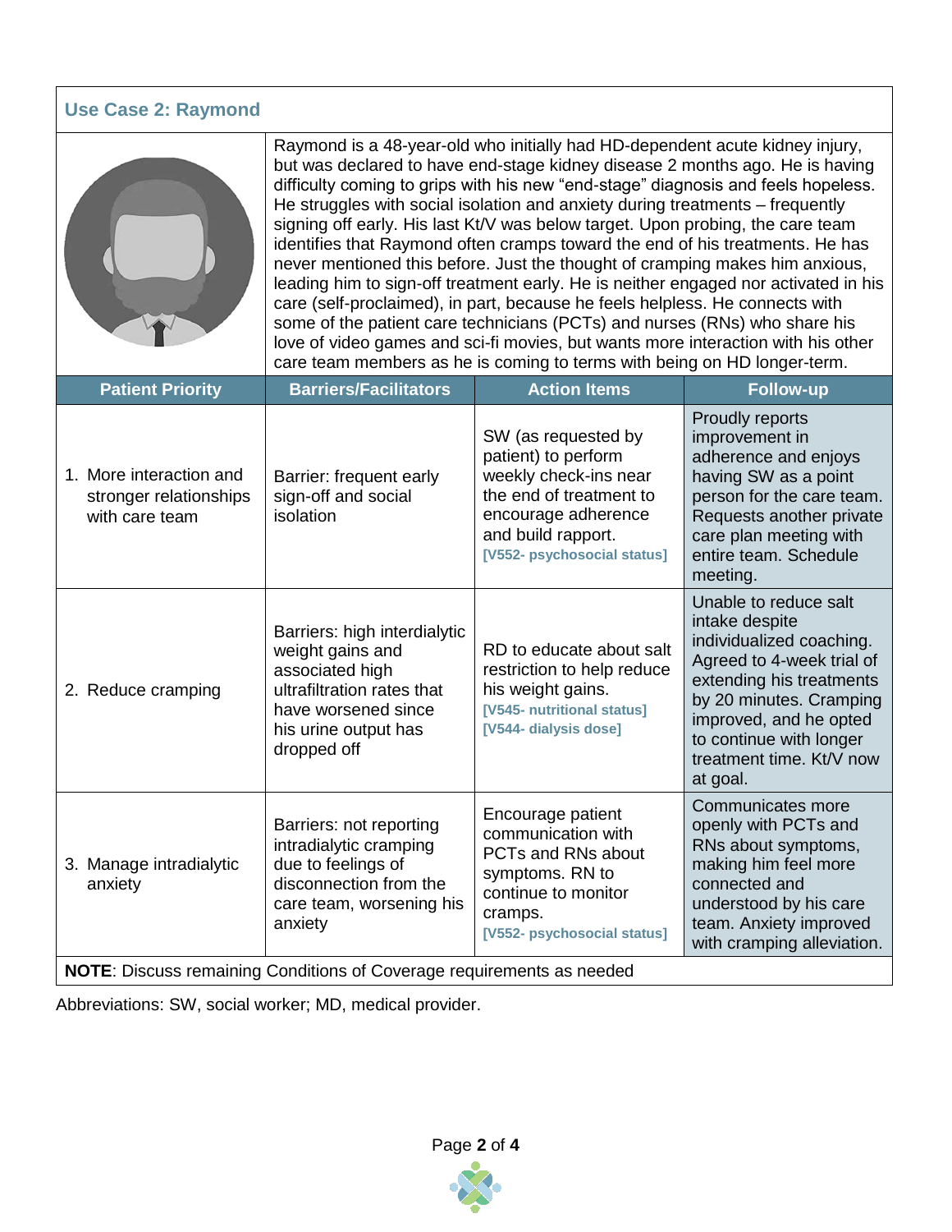## Use Case 2: Raymond

Raymond is a 48-year-old who initially had HD-dependent acute kidney injury, but was declared to have end-stage kidney disease 2 months ago. He is having difficulty coming to grips with his new "end-stage" diagnosis and feels hopeless. He struggles with social isolation and anxiety during treatments – frequently signing off early. His last Kt/V was below target. Upon probing, the care team identifies that Raymond often cramps toward the end of his treatments. He has never mentioned this before. Just the thought of cramping makes him anxious, leading him to sign-off treatment early. He is neither engaged nor activated in his care (self-proclaimed), in part, because he feels helpless. He connects with some of the patient care technicians (PCTs) and nurses (RNs) who share his love of video games and sci-fi movies, but wants more interaction with his other care team members as he is coming to terms with being on HD longer-term.

| Patient Priority | Barriers/Facilitators | Action Items | Follow-up |
|---|---|---|---|
| 1. More interaction and stronger relationships with care team | Barrier: frequent early sign-off and social isolation | SW (as requested by patient) to perform weekly check-ins near the end of treatment to encourage adherence and build rapport. **[V552- psychosocial status]** | Proudly reports improvement in adherence and enjoys having SW as a point person for the care team. Requests another private care plan meeting with entire team. Schedule meeting. |
| 2. Reduce cramping | Barriers: high interdialytic weight gains and associated high ultrafiltration rates that have worsened since his urine output has dropped off | RD to educate about salt restriction to help reduce his weight gains. **[V545- nutritional status]** **[V544- dialysis dose]** | Unable to reduce salt intake despite individualized coaching. Agreed to 4-week trial of extending his treatments by 20 minutes. Cramping improved, and he opted to continue with longer treatment time. Kt/V now at goal. |
| 3. Manage intradialytic anxiety | Barriers: not reporting intradialytic cramping due to feelings of disconnection from the care team, worsening his anxiety | Encourage patient communication with PCTs and RNs about symptoms. RN to continue to monitor cramps. **[V552- psychosocial status]** | Communicates more openly with PCTs and RNs about symptoms, making him feel more connected and understood by his care team. Anxiety improved with cramping alleviation. |

**NOTE**: Discuss remaining Conditions of Coverage requirements as needed

Abbreviations: SW, social worker; MD, medical provider.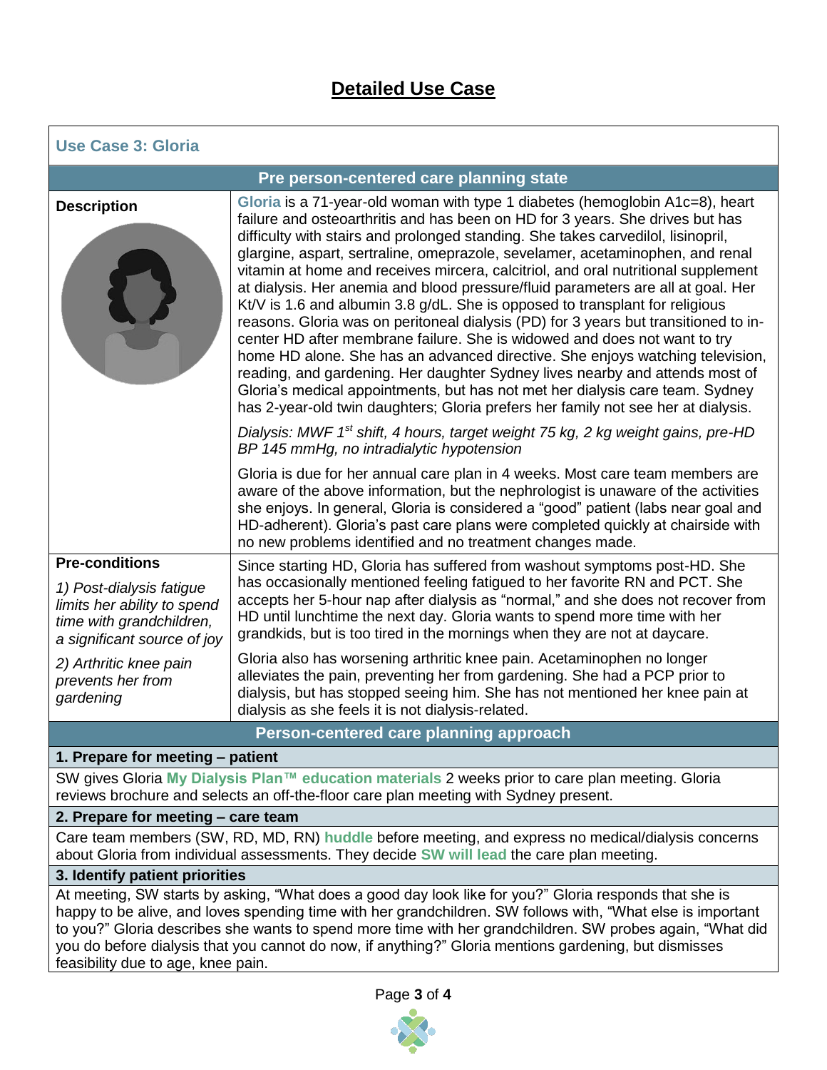# Detailed Use Case

## Use Case 3: Gloria

### Pre person-centered care planning state

| | |
|---|---|
| **Description** | **Gloria** is a 71-year-old woman with type 1 diabetes (hemoglobin A1c=8), heart failure and osteoarthritis and has been on HD for 3 years. She drives but has difficulty with stairs and prolonged standing. She takes carvedilol, lisinopril, glargine, aspart, sertraline, omeprazole, sevelamer, acetaminophen, and renal vitamin at home and receives mircera, calcitriol, and oral nutritional supplement at dialysis. Her anemia and blood pressure/fluid parameters are all at goal. Her Kt/V is 1.6 and albumin 3.8 g/dL. She is opposed to transplant for religious reasons. Gloria was on peritoneal dialysis (PD) for 3 years but transitioned to in-center HD after membrane failure. She is widowed and does not want to try home HD alone. She has an advanced directive. She enjoys watching television, reading, and gardening. Her daughter Sydney lives nearby and attends most of Gloria's medical appointments, but has not met her dialysis care team. Sydney has 2-year-old twin daughters; Gloria prefers her family not see her at dialysis.<br><br>*Dialysis: MWF 1st shift, 4 hours, target weight 75 kg, 2 kg weight gains, pre-HD BP 145 mmHg, no intradialytic hypotension*<br><br>Gloria is due for her annual care plan in 4 weeks. Most care team members are aware of the above information, but the nephrologist is unaware of the activities she enjoys. In general, Gloria is considered a "good" patient (labs near goal and HD-adherent). Gloria's past care plans were completed quickly at chairside with no new problems identified and no treatment changes made. |
| **Pre-conditions**<br><br>*1) Post-dialysis fatigue limits her ability to spend time with grandchildren, a significant source of joy* | Since starting HD, Gloria has suffered from washout symptoms post-HD. She has occasionally mentioned feeling fatigued to her favorite RN and PCT. She accepts her 5-hour nap after dialysis as "normal," and she does not recover from HD until lunchtime the next day. Gloria wants to spend more time with her grandkids, but is too tired in the mornings when they are not at daycare. |
| *2) Arthritic knee pain prevents her from gardening* | Gloria also has worsening arthritic knee pain. Acetaminophen no longer alleviates the pain, preventing her from gardening. She had a PCP prior to dialysis, but has stopped seeing him. She has not mentioned her knee pain at dialysis as she feels it is not dialysis-related. |

### Person-centered care planning approach

#### 1. Prepare for meeting – patient

SW gives Gloria **My Dialysis Plan™ education materials** 2 weeks prior to care plan meeting. Gloria reviews brochure and selects an off-the-floor care plan meeting with Sydney present.

#### 2. Prepare for meeting – care team

Care team members (SW, RD, MD, RN) **huddle** before meeting, and express no medical/dialysis concerns about Gloria from individual assessments. They decide **SW will lead** the care plan meeting.

#### 3. Identify patient priorities

At meeting, SW starts by asking, "What does a good day look like for you?" Gloria responds that she is happy to be alive, and loves spending time with her grandchildren. SW follows with, "What else is important to you?" Gloria describes she wants to spend more time with her grandchildren. SW probes again, "What did you do before dialysis that you cannot do now, if anything?" Gloria mentions gardening, but dismisses feasibility due to age, knee pain.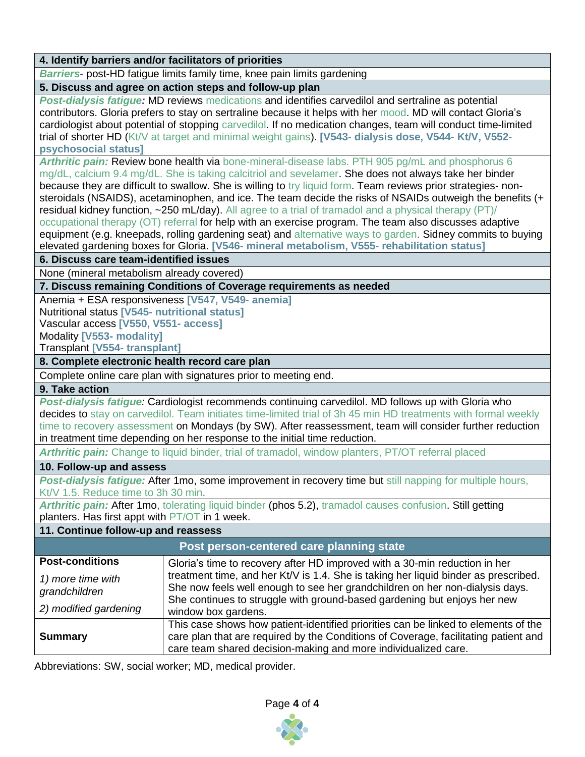**4. Identify barriers and/or facilitators of priorities**

***Barriers***- post-HD fatigue limits family time, knee pain limits gardening

**5. Discuss and agree on action steps and follow-up plan**

***Post-dialysis fatigue:*** MD reviews medications and identifies carvedilol and sertraline as potential contributors. Gloria prefers to stay on sertraline because it helps with her mood. MD will contact Gloria's cardiologist about potential of stopping carvedilol. If no medication changes, team will conduct time-limited trial of shorter HD (Kt/V at target and minimal weight gains). **[V543- dialysis dose, V544- Kt/V, V552- psychosocial status]**

***Arthritic pain:*** Review bone health via bone-mineral-disease labs. PTH 905 pg/mL and phosphorus 6 mg/dL, calcium 9.4 mg/dL. She is taking calcitriol and sevelamer. She does not always take her binder because they are difficult to swallow. She is willing to try liquid form. Team reviews prior strategies- non-steroidals (NSAIDS), acetaminophen, and ice. The team decide the risks of NSAIDs outweigh the benefits (+ residual kidney function, ~250 mL/day). All agree to a trial of tramadol and a physical therapy (PT)/ occupational therapy (OT) referral for help with an exercise program. The team also discusses adaptive equipment (e.g. kneepads, rolling gardening seat) and alternative ways to garden. Sidney commits to buying elevated gardening boxes for Gloria. **[V546- mineral metabolism, V555- rehabilitation status]**

**6. Discuss care team-identified issues**

None (mineral metabolism already covered)

**7. Discuss remaining Conditions of Coverage requirements as needed**

Anemia + ESA responsiveness **[V547, V549- anemia]**
Nutritional status **[V545- nutritional status]**
Vascular access **[V550, V551- access]**
Modality **[V553- modality]**
Transplant **[V554- transplant]**

**8. Complete electronic health record care plan**

Complete online care plan with signatures prior to meeting end.

**9. Take action**

***Post-dialysis fatigue:*** Cardiologist recommends continuing carvedilol. MD follows up with Gloria who decides to stay on carvedilol. Team initiates time-limited trial of 3h 45 min HD treatments with formal weekly time to recovery assessment on Mondays (by SW). After reassessment, team will consider further reduction in treatment time depending on her response to the initial time reduction.

***Arthritic pain:*** Change to liquid binder, trial of tramadol, window planters, PT/OT referral placed

**10. Follow-up and assess**

***Post-dialysis fatigue:*** After 1mo, some improvement in recovery time but still napping for multiple hours, Kt/V 1.5. Reduce time to 3h 30 min.

***Arthritic pain:*** After 1mo, tolerating liquid binder (phos 5.2), tramadol causes confusion. Still getting planters. Has first appt with PT/OT in 1 week.

**11. Continue follow-up and reassess**

| Post person-centered care planning state | |
|---|---|
| **Post-conditions**<br>*1) more time with grandchildren*<br>*2) modified gardening* | Gloria's time to recovery after HD improved with a 30-min reduction in her treatment time, and her Kt/V is 1.4. She is taking her liquid binder as prescribed. She now feels well enough to see her grandchildren on her non-dialysis days. She continues to struggle with ground-based gardening but enjoys her new window box gardens. |
| **Summary** | This case shows how patient-identified priorities can be linked to elements of the care plan that are required by the Conditions of Coverage, facilitating patient and care team shared decision-making and more individualized care. |

Abbreviations: SW, social worker; MD, medical provider.